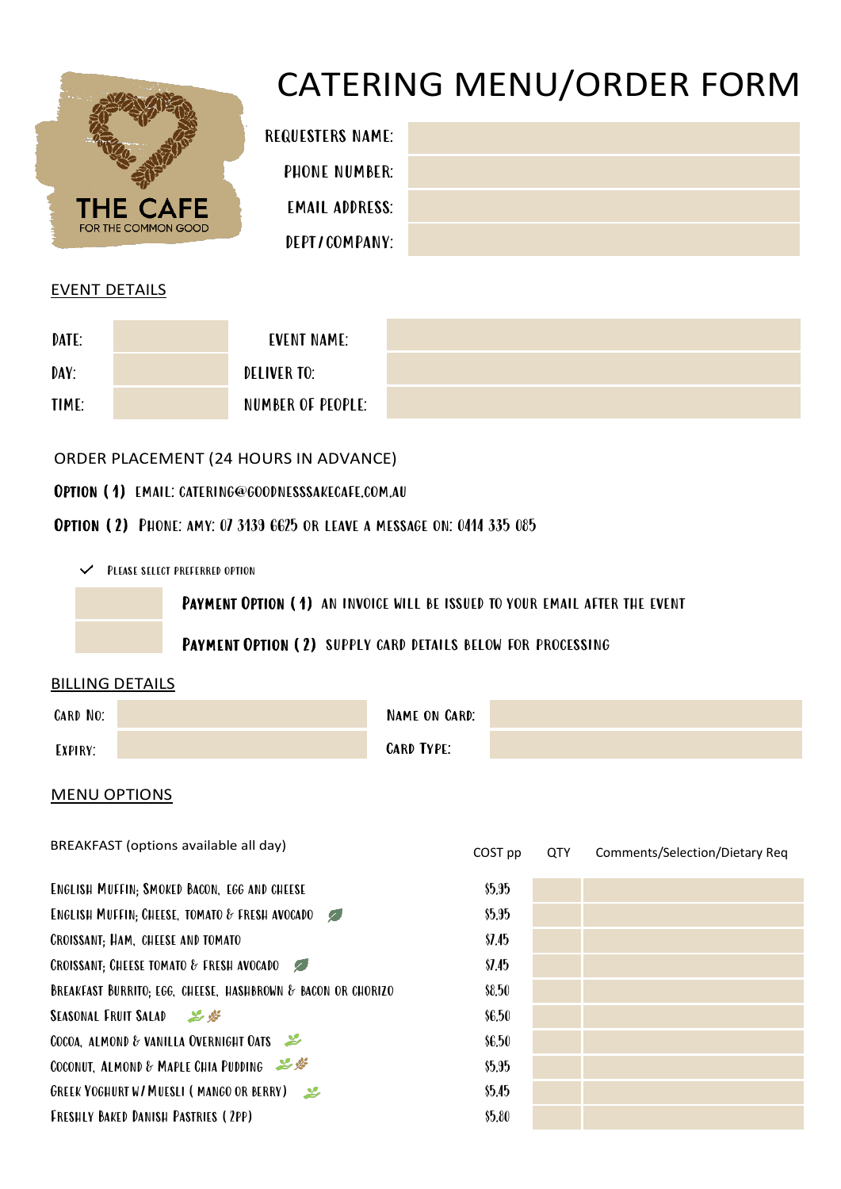THE CAFE
FOR THE COMMON GOOD

# CATERING MENU/ORDER FORM

| | |
|---|---|
| REQUESTERS NAME: | |
| PHONE NUMBER: | |
| EMAIL ADDRESS: | |
| DEPT / COMPANY: | |

## EVENT DETAILS

| | | | |
|---|---|---|---|
| DATE: | | EVENT NAME: | |
| DAY: | | DELIVER TO: | |
| TIME: | | NUMBER OF PEOPLE: | |

ORDER PLACEMENT (24 HOURS IN ADVANCE)

**OPTION (1)** EMAIL: CATERING@GOODNESSSAKECAFE.COM.AU

**OPTION (2)** PHONE: AMY: 07 3139 6625 OR LEAVE A MESSAGE ON: 0414 335 085

✓ PLEASE SELECT PREFERRED OPTION

| | |
|---|---|
| | **PAYMENT OPTION (1)** AN INVOICE WILL BE ISSUED TO YOUR EMAIL AFTER THE EVENT |
| | **PAYMENT OPTION (2)** SUPPLY CARD DETAILS BELOW FOR PROCESSING |

## BILLING DETAILS

| | | | |
|---|---|---|---|
| CARD NO: | | NAME ON CARD: | |
| EXPIRY: | | CARD TYPE: | |

## MENU OPTIONS

| BREAKFAST (options available all day) | COST pp | QTY | Comments/Selection/Dietary Req |
|---|---|---|---|
| ENGLISH MUFFIN; SMOKED BACON, EGG AND CHEESE | $5.95 | | |
| ENGLISH MUFFIN; CHEESE, TOMATO & FRESH AVOCADO | $5.95 | | |
| CROISSANT; HAM, CHEESE AND TOMATO | $7.45 | | |
| CROISSANT; CHEESE TOMATO & FRESH AVOCADO | $7.45 | | |
| BREAKFAST BURRITO; EGG, CHEESE, HASHBROWN & BACON OR CHORIZO | $8.50 | | |
| SEASONAL FRUIT SALAD | $6.50 | | |
| COCOA, ALMOND & VANILLA OVERNIGHT OATS | $6.50 | | |
| COCONUT, ALMOND & MAPLE CHIA PUDDING | $5.95 | | |
| GREEK YOGHURT W/ MUESLI (MANGO OR BERRY) | $5.45 | | |
| FRESHLY BAKED DANISH PASTRIES (2PP) | $5.80 | | |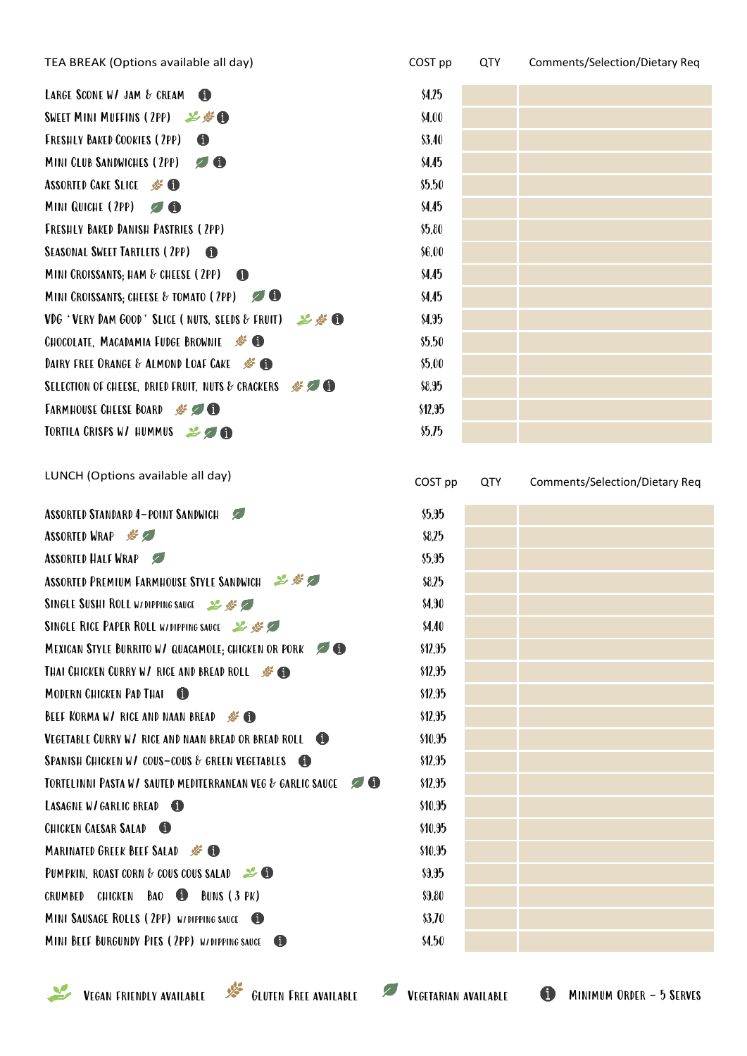| TEA BREAK (Options available all day) | COST pp | QTY | Comments/Selection/Dietary Req |
|---|---|---|---|
| Large Scone w/ Jam & Cream (i) | $4.25 | | |
| Sweet Mini Muffins (2pp) (Vegan, Gluten Free, i) | $4.00 | | |
| Freshly Baked Cookies (2pp) (i) | $3.40 | | |
| Mini Club Sandwiches (2pp) (Vegetarian, i) | $4.45 | | |
| Assorted Cake Slice (Gluten Free, i) | $5.50 | | |
| Mini Quiche (2pp) (Vegetarian, i) | $4.45 | | |
| Freshly Baked Danish Pastries (2pp) | $5.80 | | |
| Seasonal Sweet Tartlets (2pp) (i) | $6.00 | | |
| Mini Croissants; Ham & Cheese (2pp) (i) | $4.45 | | |
| Mini Croissants; Cheese & Tomato (2pp) (Vegetarian, i) | $4.45 | | |
| VDG 'Very Dam Good' Slice (nuts, seeds & fruit) (Vegan, Gluten Free, i) | $4.95 | | |
| Chocolate, Macadamia Fudge Brownie (Gluten Free, i) | $5.50 | | |
| Dairy Free Orange & Almond Loaf Cake (Gluten Free, i) | $5.00 | | |
| Selection of Cheese, Dried Fruit, Nuts & Crackers (Gluten Free, Vegetarian, i) | $8.95 | | |
| Farmhouse Cheese Board (Gluten Free, Vegetarian, i) | $12.95 | | |
| Tortila Crisps w/ Hummus (Vegan, Vegetarian, i) | $5.75 | | |

| LUNCH (Options available all day) | COST pp | QTY | Comments/Selection/Dietary Req |
|---|---|---|---|
| Assorted Standard 4-Point Sandwich (Vegetarian) | $5.95 | | |
| Assorted Wrap (Gluten Free, Vegetarian) | $8.25 | | |
| Assorted Half Wrap (Vegetarian) | $5.95 | | |
| Assorted Premium Farmhouse Style Sandwich (Vegan, Gluten Free, Vegetarian) | $8.25 | | |
| Single Sushi Roll w/ dipping sauce (Vegan, Gluten Free, Vegetarian) | $4.90 | | |
| Single Rice Paper Roll w/ dipping sauce (Vegan, Gluten Free, Vegetarian) | $4.40 | | |
| Mexican Style Burrito w/ Guacamole; Chicken or Pork (Vegetarian, i) | $12.95 | | |
| Thai Chicken Curry w/ Rice and Bread Roll (Gluten Free, i) | $12.95 | | |
| Modern Chicken Pad Thai (i) | $12.95 | | |
| Beef Korma w/ Rice and Naan Bread (Gluten Free, i) | $12.95 | | |
| Vegetable Curry w/ Rice and Naan Bread or Bread Roll (i) | $10.95 | | |
| Spanish Chicken w/ Cous-Cous & Green Vegetables (i) | $12.95 | | |
| Tortelinni Pasta w/ Sauted Mediterranean Veg & Garlic Sauce (Vegetarian, i) | $12.95 | | |
| Lasagne w/ Garlic Bread (i) | $10.95 | | |
| Chicken Caesar Salad (i) | $10.95 | | |
| Marinated Greek Beef Salad (Gluten Free, i) | $10.95 | | |
| Pumpkin, Roast Corn & Cous Cous Salad (Vegan, i) | $9.95 | | |
| Crumbed Chicken Bao (i) Buns (3 pk) | $9.80 | | |
| Mini Sausage Rolls (2pp) w/ dipping sauce (i) | $3.70 | | |
| Mini Beef Burgundy Pies (2pp) w/ dipping sauce (i) | $4.50 | | |

Vegan Friendly Available | Gluten Free Available | Vegetarian Available | (i) Minimum Order – 5 Serves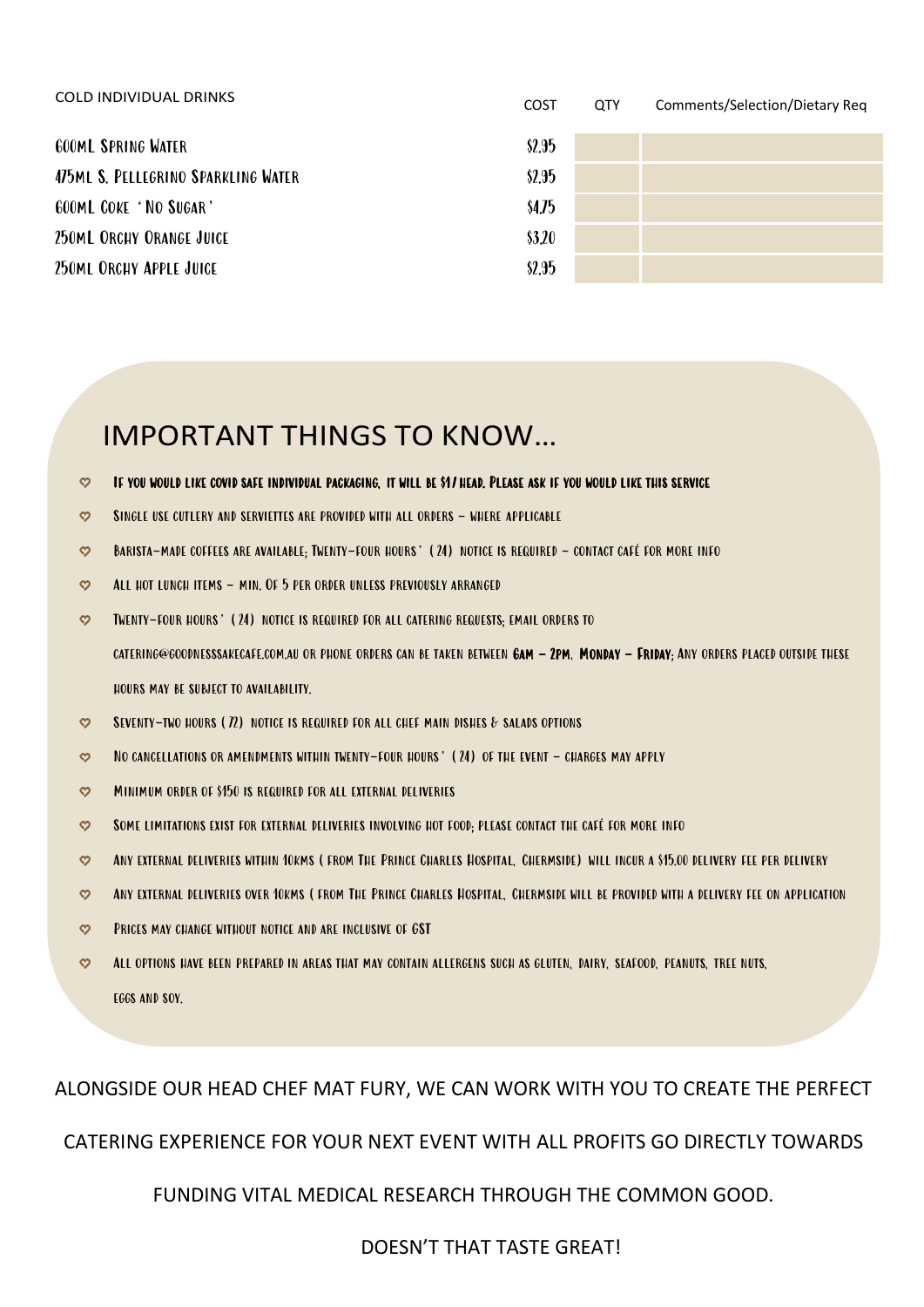| COLD INDIVIDUAL DRINKS | COST | QTY | Comments/Selection/Dietary Req |
| --- | --- | --- | --- |
| 600mL Spring Water | $2.95 | | |
| 475mL S. Pellegrino Sparkling Water | $2.95 | | |
| 600mL Coke 'No Sugar' | $4.75 | | |
| 250mL Orchy Orange Juice | $3.20 | | |
| 250mL Orchy Apple Juice | $2.95 | | |

## IMPORTANT THINGS TO KNOW…

- **If you would like covid safe individual packaging, it will be $1/ head. Please ask if you would like this service**
- Single use cutlery and serviettes are provided with all orders – where applicable
- Barista-made coffees are available; Twenty-four hours' (24) notice is required – contact café for more info
- All hot lunch items – min. of 5 per order unless previously arranged
- Twenty-four hours' (24) notice is required for all catering requests; email orders to catering@goodnesssakecafe.com.au or phone orders can be taken between **6am – 2pm, Monday – Friday**; any orders placed outside these hours may be subject to availability.
- Seventy-two hours (72) notice is required for all chef main dishes & salads options
- No cancellations or amendments within twenty-four hours' (24) of the event – charges may apply
- Minimum order of $150 is required for all external deliveries
- Some limitations exist for external deliveries involving hot food; please contact the café for more info
- Any external deliveries within 10kms (from The Prince Charles Hospital, Chermside) will incur a $15.00 delivery fee per delivery
- Any external deliveries over 10kms (from The Prince Charles Hospital, Chermside will be provided with a delivery fee on application
- Prices may change without notice and are inclusive of GST
- All options have been prepared in areas that may contain allergens such as gluten, dairy, seafood, peanuts, tree nuts, eggs and soy.

ALONGSIDE OUR HEAD CHEF MAT FURY, WE CAN WORK WITH YOU TO CREATE THE PERFECT CATERING EXPERIENCE FOR YOUR NEXT EVENT WITH ALL PROFITS GO DIRECTLY TOWARDS FUNDING VITAL MEDICAL RESEARCH THROUGH THE COMMON GOOD.

DOESN'T THAT TASTE GREAT!